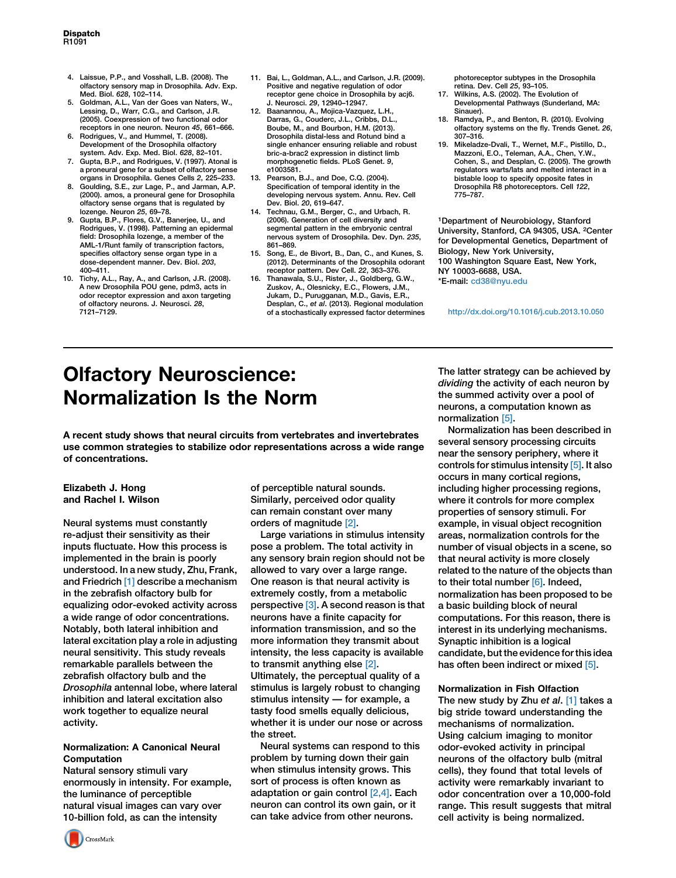4. Laissue, P.P., and Vosshall, L.B. (2008). The olfactory sensory map in Drosophila. Adv. Exp. Med. Biol. *628*, 102–114.
5. Goldman, A.L., Van der Goes van Naters, W., Lessing, D., Warr, C.G., and Carlson, J.R. (2005). Coexpression of two functional odor receptors in one neuron. Neuron *45*, 661–666.
6. Rodrigues, V., and Hummel, T. (2008). Development of the Drosophila olfactory system. Adv. Exp. Med. Biol. *628*, 82–101.
7. Gupta, B.P., and Rodrigues, V. (1997). Atonal is a proneural gene for a subset of olfactory sense organs in Drosophila. Genes Cells *2*, 225–233.
8. Goulding, S.E., zur Lage, P., and Jarman, A.P. (2000). amos, a proneural gene for Drosophila olfactory sense organs that is regulated by lozenge. Neuron *25*, 69–78.
9. Gupta, B.P., Flores, G.V., Banerjee, U., and Rodrigues, V. (1998). Patterning an epidermal field: Drosophila lozenge, a member of the AML-1/Runt family of transcription factors, specifies olfactory sense organ type in a dose-dependent manner. Dev. Biol. *203*, 400–411.
10. Tichy, A.L., Ray, A., and Carlson, J.R. (2008). A new Drosophila POU gene, pdm3, acts in odor receptor expression and axon targeting of olfactory neurons. J. Neurosci. *28*, 7121–7129.
11. Bai, L., Goldman, A.L., and Carlson, J.R. (2009). Positive and negative regulation of odor receptor gene choice in Drosophila by acj6. J. Neurosci. *29*, 12940–12947.
12. Baanannou, A., Mojica-Vazquez, L.H., Darras, G., Couderc, J.L., Cribbs, D.L., Boube, M., and Bourbon, H.M. (2013). Drosophila distal-less and Rotund bind a single enhancer ensuring reliable and robust bric-a-brac2 expression in distinct limb morphogenetic fields. PLoS Genet. *9*, e1003581.
13. Pearson, B.J., and Doe, C.Q. (2004). Specification of temporal identity in the developing nervous system. Annu. Rev. Cell Dev. Biol. *20*, 619–647.
14. Technau, G.M., Berger, C., and Urbach, R. (2006). Generation of cell diversity and segmental pattern in the embryonic central nervous system of Drosophila. Dev. Dyn. *235*, 861–869.
15. Song, E., de Bivort, B., Dan, C., and Kunes, S. (2012). Determinants of the Drosophila odorant receptor pattern. Dev Cell. *22*, 363–376.
16. Thanawala, S.U., Rister, J., Goldberg, G.W., Zuskov, A., Olesnicky, E.C., Flowers, J.M., Jukam, D., Purugganan, M.D., Gavis, E.R., Desplan, C., *et al*. (2013). Regional modulation of a stochastically expressed factor determines photoreceptor subtypes in the Drosophila retina. Dev. Cell *25*, 93–105.
17. Wilkins, A.S. (2002). The Evolution of Developmental Pathways (Sunderland, MA: Sinauer).
18. Ramdya, P., and Benton, R. (2010). Evolving olfactory systems on the fly. Trends Genet. *26*, 307–316.
19. Mikeladze-Dvali, T., Wernet, M.F., Pistillo, D., Mazzoni, E.O., Teleman, A.A., Chen, Y.W., Cohen, S., and Desplan, C. (2005). The growth regulators warts/lats and melted interact in a bistable loop to specify opposite fates in Drosophila R8 photoreceptors. Cell *122*, 775–787.

[1]Department of Neurobiology, Stanford University, Stanford, CA 94305, USA. [2]Center for Developmental Genetics, Department of Biology, New York University, 100 Washington Square East, New York, NY 10003-6688, USA.
*E-mail: cd38@nyu.edu

http://dx.doi.org/10.1016/j.cub.2013.10.050

# Olfactory Neuroscience: Normalization Is the Norm

**A recent study shows that neural circuits from vertebrates and invertebrates use common strategies to stabilize odor representations across a wide range of concentrations.**

**Elizabeth J. Hong and Rachel I. Wilson**

Neural systems must constantly re-adjust their sensitivity as their inputs fluctuate. How this process is implemented in the brain is poorly understood. In a new study, Zhu, Frank, and Friedrich [1] describe a mechanism in the zebrafish olfactory bulb for equalizing odor-evoked activity across a wide range of odor concentrations. Notably, both lateral inhibition and lateral excitation play a role in adjusting neural sensitivity. This study reveals remarkable parallels between the zebrafish olfactory bulb and the *Drosophila* antennal lobe, where lateral inhibition and lateral excitation also work together to equalize neural activity.

## Normalization: A Canonical Neural Computation

Natural sensory stimuli vary enormously in intensity. For example, the luminance of perceptible natural visual images can vary over 10-billion fold, as can the intensity of perceptible natural sounds. Similarly, perceived odor quality can remain constant over many orders of magnitude [2].

Large variations in stimulus intensity pose a problem. The total activity in any sensory brain region should not be allowed to vary over a large range. One reason is that neural activity is extremely costly, from a metabolic perspective [3]. A second reason is that neurons have a finite capacity for information transmission, and so the more information they transmit about intensity, the less capacity is available to transmit anything else [2]. Ultimately, the perceptual quality of a stimulus is largely robust to changing stimulus intensity — for example, a tasty food smells equally delicious, whether it is under our nose or across the street.

Neural systems can respond to this problem by turning down their gain when stimulus intensity grows. This sort of process is often known as adaptation or gain control [2,4]. Each neuron can control its own gain, or it can take advice from other neurons. The latter strategy can be achieved by *dividing* the activity of each neuron by the summed activity over a pool of neurons, a computation known as normalization [5].

Normalization has been described in several sensory processing circuits near the sensory periphery, where it controls for stimulus intensity [5]. It also occurs in many cortical regions, including higher processing regions, where it controls for more complex properties of sensory stimuli. For example, in visual object recognition areas, normalization controls for the number of visual objects in a scene, so that neural activity is more closely related to the nature of the objects than to their total number [6]. Indeed, normalization has been proposed to be a basic building block of neural computations. For this reason, there is interest in its underlying mechanisms. Synaptic inhibition is a logical candidate, but the evidence for this idea has often been indirect or mixed [5].

## Normalization in Fish Olfaction

The new study by Zhu *et al*. [1] takes a big stride toward understanding the mechanisms of normalization. Using calcium imaging to monitor odor-evoked activity in principal neurons of the olfactory bulb (mitral cells), they found that total levels of activity were remarkably invariant to odor concentration over a 10,000-fold range. This result suggests that mitral cell activity is being normalized.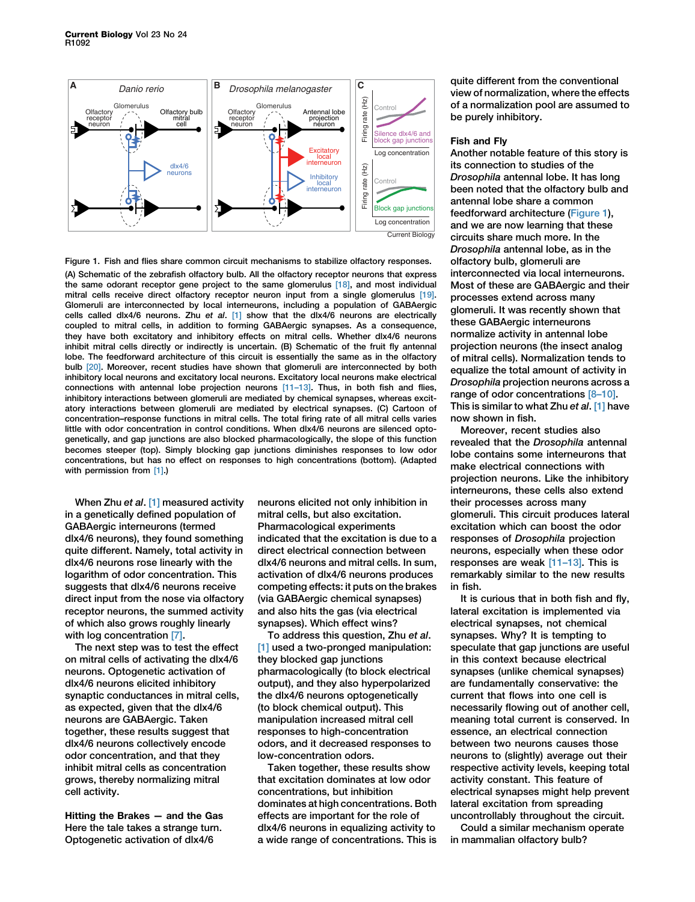Figure 1. Fish and flies share common circuit mechanisms to stabilize olfactory responses.

(A) Schematic of the zebrafish olfactory bulb. All the olfactory receptor neurons that express the same odorant receptor gene project to the same glomerulus [18], and most individual mitral cells receive direct olfactory receptor neuron input from a single glomerulus [19]. Glomeruli are interconnected by local interneurons, including a population of GABAergic cells called dlx4/6 neurons. Zhu *et al*. [1] show that the dlx4/6 neurons are electrically coupled to mitral cells, in addition to forming GABAergic synapses. As a consequence, they have both excitatory and inhibitory effects on mitral cells. Whether dlx4/6 neurons inhibit mitral cells directly or indirectly is uncertain. (B) Schematic of the fruit fly antennal lobe. The feedforward architecture of this circuit is essentially the same as in the olfactory bulb [20]. Moreover, recent studies have shown that glomeruli are interconnected by both inhibitory local neurons and excitatory local neurons. Excitatory local neurons make electrical connections with antennal lobe projection neurons [11–13]. Thus, in both fish and flies, inhibitory interactions between glomeruli are mediated by chemical synapses, whereas excitatory interactions between glomeruli are mediated by electrical synapses. (C) Cartoon of concentration–response functions in mitral cells. The total firing rate of all mitral cells varies little with odor concentration in control conditions. When dlx4/6 neurons are silenced optogenetically, and gap junctions are also blocked pharmacologically, the slope of this function becomes steeper (top). Simply blocking gap junctions diminishes responses to low odor concentrations, but has no effect on responses to high concentrations (bottom). (Adapted with permission from [1].)

When Zhu *et al*. [1] measured activity in a genetically defined population of GABAergic interneurons (termed dlx4/6 neurons), they found something quite different. Namely, total activity in dlx4/6 neurons rose linearly with the logarithm of odor concentration. This suggests that dlx4/6 neurons receive direct input from the nose via olfactory receptor neurons, the summed activity of which also grows roughly linearly with log concentration [7].

The next step was to test the effect on mitral cells of activating the dlx4/6 neurons. Optogenetic activation of dlx4/6 neurons elicited inhibitory synaptic conductances in mitral cells, as expected, given that the dlx4/6 neurons are GABAergic. Taken together, these results suggest that dlx4/6 neurons collectively encode odor concentration, and that they inhibit mitral cells as concentration grows, thereby normalizing mitral cell activity.

### Hitting the Brakes — and the Gas

Here the tale takes a strange turn. Optogenetic activation of dlx4/6 neurons elicited not only inhibition in mitral cells, but also excitation. Pharmacological experiments indicated that the excitation is due to a direct electrical connection between dlx4/6 neurons and mitral cells. In sum, activation of dlx4/6 neurons produces competing effects: it puts on the brakes (via GABAergic chemical synapses) and also hits the gas (via electrical synapses). Which effect wins?

To address this question, Zhu *et al*. [1] used a two-pronged manipulation: they blocked gap junctions pharmacologically (to block electrical output), and they also hyperpolarized the dlx4/6 neurons optogenetically (to block chemical output). This manipulation increased mitral cell responses to high-concentration odors, and it decreased responses to low-concentration odors.

Taken together, these results show that electrical excitation dominates at low odor concentrations, but inhibition dominates at high concentrations. Both effects are important for the role of dlx4/6 neurons in equalizing activity in a wide range of concentrations. This is quite different from the conventional view of normalization, where the effects of a normalization pool are assumed to be purely inhibitory.

### Fish and Fly

Another notable feature of this story is its connection to studies of the *Drosophila* antennal lobe. It has long been noted that the olfactory bulb and antennal lobe share a common feedforward architecture (Figure 1), and we are now learning that these circuits share much more. In the *Drosophila* antennal lobe, as in the olfactory bulb, glomeruli are interconnected via local interneurons. Most of these are GABAergic and their processes extend across many glomeruli. It was recently shown that these GABAergic interneurons normalize activity in antennal lobe projection neurons (the insect analog of mitral cells). Normalization tends to equalize the total amount of activity in *Drosophila* projection neurons across a range of odor concentrations [8–10]. This is similar to what Zhu *et al*. [1] have now shown in fish.

Moreover, recent studies also revealed that the *Drosophila* antennal lobe contains some interneurons that make electrical connections with projection neurons. Like the inhibitory interneurons, these cells also extend their processes across many glomeruli. This circuit produces lateral excitation which can boost the odor responses of *Drosophila* projection neurons, especially when these odor responses are weak [11–13]. This is remarkably similar to the new results in fish.

It is curious that in both fish and fly, lateral excitation is implemented via electrical synapses, not chemical synapses. Why? It is tempting to speculate that gap junctions are useful in this context because electrical synapses (unlike chemical synapses) are fundamentally conservative: the current that flows into one cell is necessarily flowing out of another cell, meaning total current is conserved. In essence, an electrical connection between two neurons causes those neurons to (slightly) average out their respective activity levels, keeping total activity constant. This feature of electrical synapses might help prevent lateral excitation from spreading uncontrollably throughout the circuit.

Could a similar mechanism operate in mammalian olfactory bulb?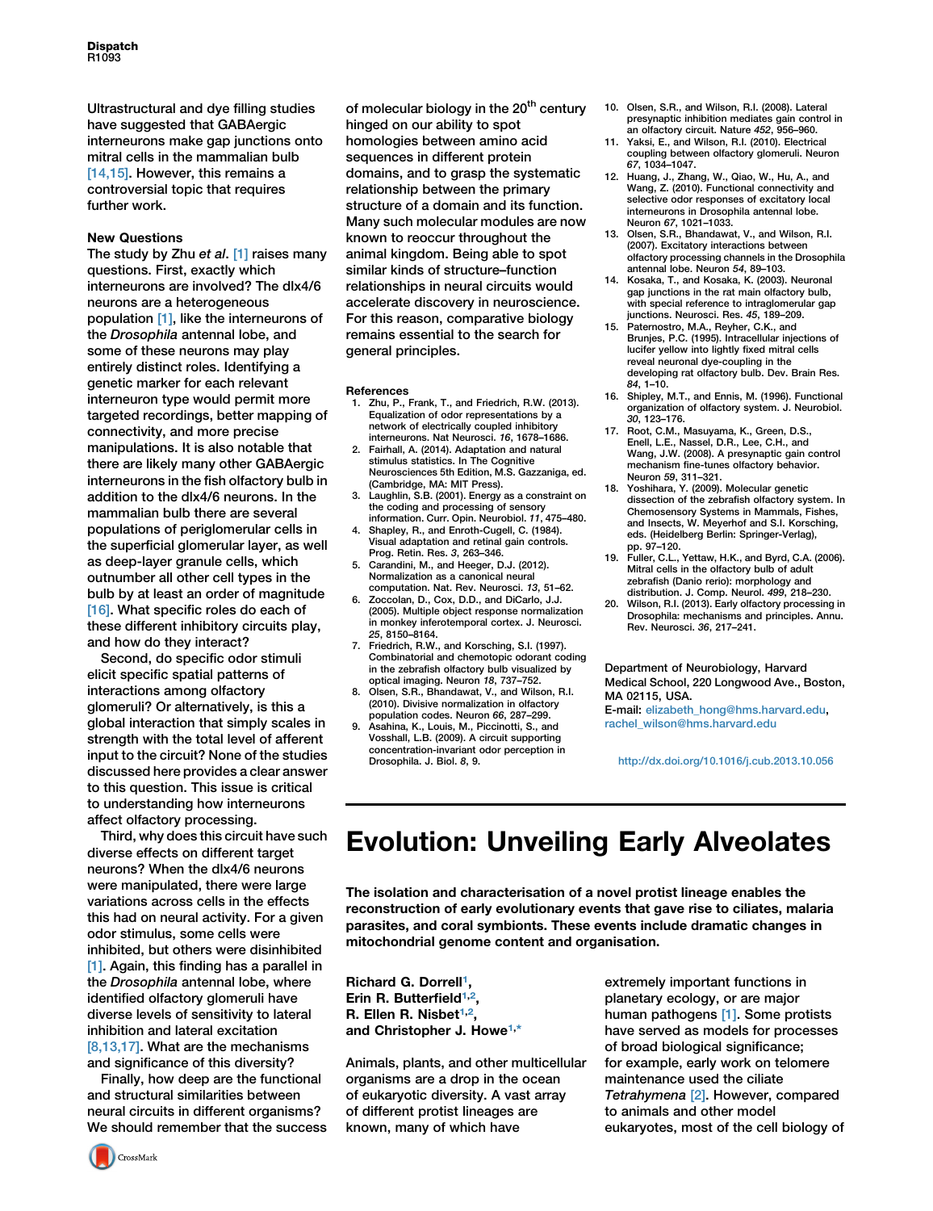Ultrastructural and dye filling studies have suggested that GABAergic interneurons make gap junctions onto mitral cells in the mammalian bulb [14,15]. However, this remains a controversial topic that requires further work.

### New Questions

The study by Zhu *et al.* [1] raises many questions. First, exactly which interneurons are involved? The dlx4/6 neurons are a heterogeneous population [1], like the interneurons of the *Drosophila* antennal lobe, and some of these neurons may play entirely distinct roles. Identifying a genetic marker for each relevant interneuron type would permit more targeted recordings, better mapping of connectivity, and more precise manipulations. It is also notable that there are likely many other GABAergic interneurons in the fish olfactory bulb in addition to the dlx4/6 neurons. In the mammalian bulb there are several populations of periglomerular cells in the superficial glomerular layer, as well as deep-layer granule cells, which outnumber all other cell types in the bulb by at least an order of magnitude [16]. What specific roles do each of these different inhibitory circuits play, and how do they interact?

Second, do specific odor stimuli elicit specific spatial patterns of interactions among olfactory glomeruli? Or alternatively, is this a global interaction that simply scales in strength with the total level of afferent input to the circuit? None of the studies discussed here provides a clear answer to this question. This issue is critical to understanding how interneurons affect olfactory processing.

Third, why does this circuit have such diverse effects on different target neurons? When the dlx4/6 neurons were manipulated, there were large variations across cells in the effects this had on neural activity. For a given odor stimulus, some cells were inhibited, but others were disinhibited [1]. Again, this finding has a parallel in the *Drosophila* antennal lobe, where identified olfactory glomeruli have diverse levels of sensitivity to lateral inhibition and lateral excitation [8,13,17]. What are the mechanisms and significance of this diversity?

Finally, how deep are the functional and structural similarities between neural circuits in different organisms? We should remember that the success of molecular biology in the 20th century hinged on our ability to spot homologies between amino acid sequences in different protein domains, and to grasp the systematic relationship between the primary structure of a domain and its function. Many such molecular modules are now known to reoccur throughout the animal kingdom. Being able to spot similar kinds of structure–function relationships in neural circuits would accelerate discovery in neuroscience. For this reason, comparative biology remains essential to the search for general principles.

### References

1. Zhu, P., Frank, T., and Friedrich, R.W. (2013). Equalization of odor representations by a network of electrically coupled inhibitory interneurons. Nat Neurosci. *16*, 1678–1686.
2. Fairhall, A. (2014). Adaptation and natural stimulus statistics. In The Cognitive Neurosciences 5th Edition, M.S. Gazzaniga, ed. (Cambridge, MA: MIT Press).
3. Laughlin, S.B. (2001). Energy as a constraint on the coding and processing of sensory information. Curr. Opin. Neurobiol. *11*, 475–480.
4. Shapley, R., and Enroth-Cugell, C. (1984). Visual adaptation and retinal gain controls. Prog. Retin. Res. *3*, 263–346.
5. Carandini, M., and Heeger, D.J. (2012). Normalization as a canonical neural computation. Nat. Rev. Neurosci. *13*, 51–62.
6. Zoccolan, D., Cox, D.D., and DiCarlo, J.J. (2005). Multiple object response normalization in monkey inferotemporal cortex. J. Neurosci. *25*, 8150–8164.
7. Friedrich, R.W., and Korsching, S.I. (1997). Combinatorial and chemotopic odorant coding in the zebrafish olfactory bulb visualized by optical imaging. Neuron *18*, 737–752.
8. Olsen, S.R., Bhandawat, V., and Wilson, R.I. (2010). Divisive normalization in olfactory population codes. Neuron *66*, 287–299.
9. Asahina, K., Louis, M., Piccinotti, S., and Vosshall, L.B. (2009). A circuit supporting concentration-invariant odor perception in Drosophila. J. Biol. *8*, 9.
10. Olsen, S.R., and Wilson, R.I. (2008). Lateral presynaptic inhibition mediates gain control in an olfactory circuit. Nature *452*, 956–960.
11. Yaksi, E., and Wilson, R.I. (2010). Electrical coupling between olfactory glomeruli. Neuron *67*, 1034–1047.
12. Huang, J., Zhang, W., Qiao, W., Hu, A., and Wang, Z. (2010). Functional connectivity and selective odor responses of excitatory local interneurons in Drosophila antennal lobe. Neuron *67*, 1021–1033.
13. Olsen, S.R., Bhandawat, V., and Wilson, R.I. (2007). Excitatory interactions between olfactory processing channels in the Drosophila antennal lobe. Neuron *54*, 89–103.
14. Kosaka, T., and Kosaka, K. (2003). Neuronal gap junctions in the rat main olfactory bulb, with special reference to intraglomerular gap junctions. Neurosci. Res. *45*, 189–209.
15. Paternostro, M.A., Reyher, C.K., and Brunjes, P.C. (1995). Intracellular injections of lucifer yellow into lightly fixed mitral cells reveal neuronal dye-coupling in the developing rat olfactory bulb. Dev. Brain Res. *84*, 1–10.
16. Shipley, M.T., and Ennis, M. (1996). Functional organization of olfactory system. J. Neurobiol. *30*, 123–176.
17. Root, C.M., Masuyama, K., Green, D.S., Enell, L.E., Nassel, D.R., Lee, C.H., and Wang, J.W. (2008). A presynaptic gain control mechanism fine-tunes olfactory behavior. Neuron *59*, 311–321.
18. Yoshihara, Y. (2009). Molecular genetic dissection of the zebrafish olfactory system. In Chemosensory Systems in Mammals, Fishes, and Insects, W. Meyerhof and S.I. Korsching, eds. (Heidelberg Berlin: Springer-Verlag), pp. 97–120.
19. Fuller, C.L., Yettaw, H.K., and Byrd, C.A. (2006). Mitral cells in the olfactory bulb of adult zebrafish (Danio rerio): morphology and distribution. J. Comp. Neurol. *499*, 218–230.
20. Wilson, R.I. (2013). Early olfactory processing in Drosophila: mechanisms and principles. Annu. Rev. Neurosci. *36*, 217–241.

Department of Neurobiology, Harvard Medical School, 220 Longwood Ave., Boston, MA 02115, USA.
E-mail: elizabeth_hong@hms.harvard.edu, rachel_wilson@hms.harvard.edu

http://dx.doi.org/10.1016/j.cub.2013.10.056

# Evolution: Unveiling Early Alveolates

**The isolation and characterisation of a novel protist lineage enables the reconstruction of early evolutionary events that gave rise to ciliates, malaria parasites, and coral symbionts. These events include dramatic changes in mitochondrial genome content and organisation.**

**Richard G. Dorrell[1], Erin R. Butterfield[1,2], R. Ellen R. Nisbet[1,2], and Christopher J. Howe[1,*]**

Animals, plants, and other multicellular organisms are a drop in the ocean of eukaryotic diversity. A vast array of different protist lineages are known, many of which have extremely important functions in planetary ecology, or are major human pathogens [1]. Some protists have served as models for processes of broad biological significance; for example, early work on telomere maintenance used the ciliate *Tetrahymena* [2]. However, compared to animals and other model eukaryotes, most of the cell biology of